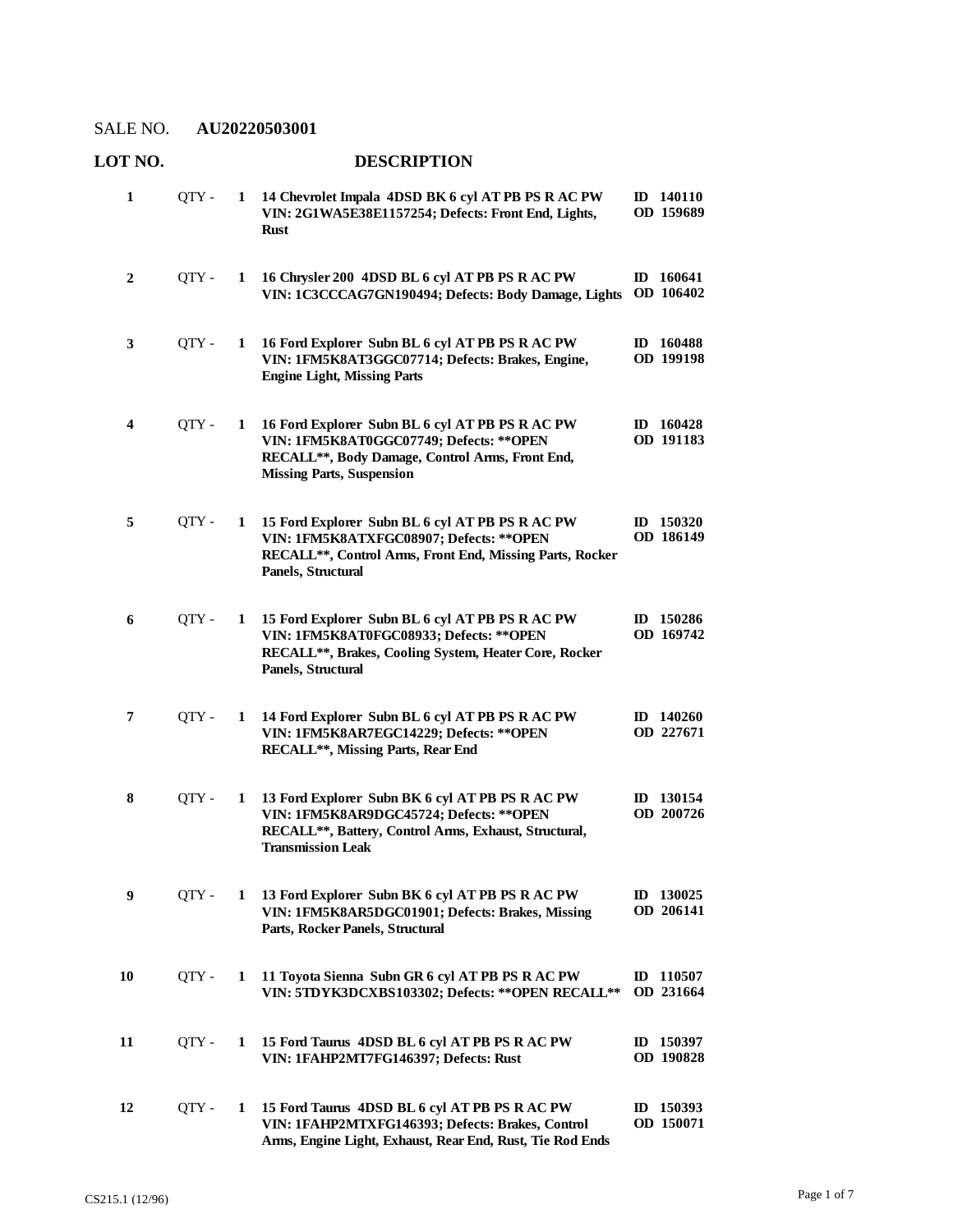SALE NO. **AU20220503001**

| LOT NO. | | | DESCRIPTION | |
|---|---|---|---|---|
| **1** | QTY - | **1** | **14 Chevrolet Impala 4DSD BK 6 cyl AT PB PS R AC PW VIN: 2G1WA5E38E1157254; Defects: Front End, Lights, Rust** | **ID 140110 OD 159689** |
| **2** | QTY - | **1** | **16 Chrysler 200 4DSD BL 6 cyl AT PB PS R AC PW VIN: 1C3CCCAG7GN190494; Defects: Body Damage, Lights** | **ID 160641 OD 106402** |
| **3** | QTY - | **1** | **16 Ford Explorer Subn BL 6 cyl AT PB PS R AC PW VIN: 1FM5K8AT3GGC07714; Defects: Brakes, Engine, Engine Light, Missing Parts** | **ID 160488 OD 199198** |
| **4** | QTY - | **1** | **16 Ford Explorer Subn BL 6 cyl AT PB PS R AC PW VIN: 1FM5K8AT0GGC07749; Defects: **OPEN RECALL**, Body Damage, Control Arms, Front End, Missing Parts, Suspension** | **ID 160428 OD 191183** |
| **5** | QTY - | **1** | **15 Ford Explorer Subn BL 6 cyl AT PB PS R AC PW VIN: 1FM5K8ATXFGC08907; Defects: **OPEN RECALL**, Control Arms, Front End, Missing Parts, Rocker Panels, Structural** | **ID 150320 OD 186149** |
| **6** | QTY - | **1** | **15 Ford Explorer Subn BL 6 cyl AT PB PS R AC PW VIN: 1FM5K8AT0FGC08933; Defects: **OPEN RECALL**, Brakes, Cooling System, Heater Core, Rocker Panels, Structural** | **ID 150286 OD 169742** |
| **7** | QTY - | **1** | **14 Ford Explorer Subn BL 6 cyl AT PB PS R AC PW VIN: 1FM5K8AR7EGC14229; Defects: **OPEN RECALL**, Missing Parts, Rear End** | **ID 140260 OD 227671** |
| **8** | QTY - | **1** | **13 Ford Explorer Subn BK 6 cyl AT PB PS R AC PW VIN: 1FM5K8AR9DGC45724; Defects: **OPEN RECALL**, Battery, Control Arms, Exhaust, Structural, Transmission Leak** | **ID 130154 OD 200726** |
| **9** | QTY - | **1** | **13 Ford Explorer Subn BK 6 cyl AT PB PS R AC PW VIN: 1FM5K8AR5DGC01901; Defects: Brakes, Missing Parts, Rocker Panels, Structural** | **ID 130025 OD 206141** |
| **10** | QTY - | **1** | **11 Toyota Sienna Subn GR 6 cyl AT PB PS R AC PW VIN: 5TDYK3DCXBS103302; Defects: **OPEN RECALL**** | **ID 110507 OD 231664** |
| **11** | QTY - | **1** | **15 Ford Taurus 4DSD BL 6 cyl AT PB PS R AC PW VIN: 1FAHP2MT7FG146397; Defects: Rust** | **ID 150397 OD 190828** |
| **12** | QTY - | **1** | **15 Ford Taurus 4DSD BL 6 cyl AT PB PS R AC PW VIN: 1FAHP2MTXFG146393; Defects: Brakes, Control Arms, Engine Light, Exhaust, Rear End, Rust, Tie Rod Ends** | **ID 150393 OD 150071** |

CS215.1 (12/96)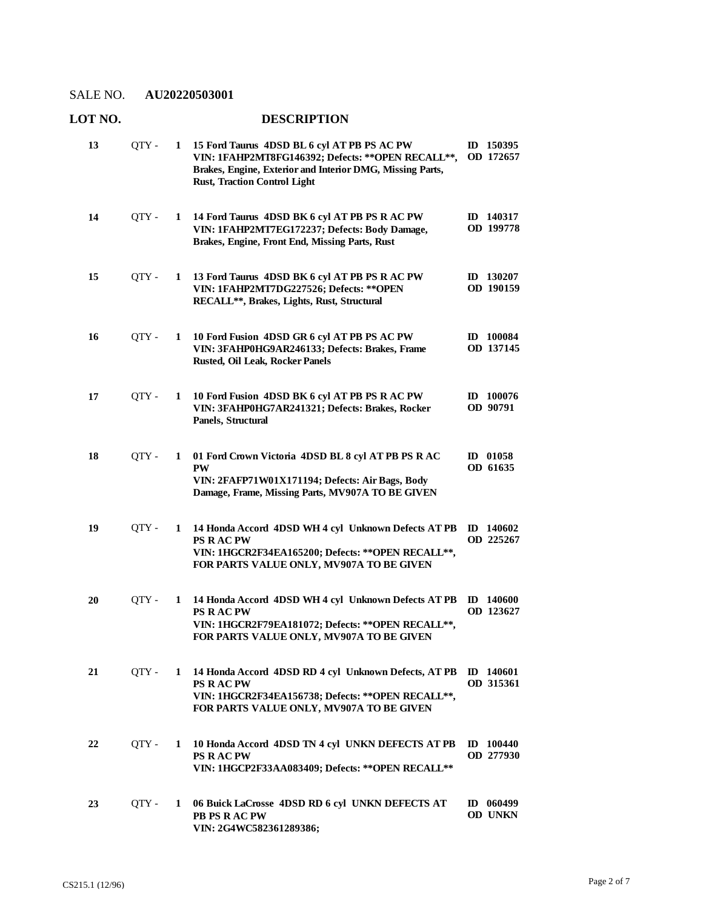SALE NO. **AU20220503001**

| LOT NO. | | | DESCRIPTION | |
|---|---|---|---|---|
| 13 | QTY - | 1 | **15 Ford Taurus 4DSD BL 6 cyl AT PB PS AC PW VIN: 1FAHP2MT8FG146392; Defects: **OPEN RECALL**, Brakes, Engine, Exterior and Interior DMG, Missing Parts, Rust, Traction Control Light** | **ID 150395 OD 172657** |
| 14 | QTY - | 1 | **14 Ford Taurus 4DSD BK 6 cyl AT PB PS R AC PW VIN: 1FAHP2MT7EG172237; Defects: Body Damage, Brakes, Engine, Front End, Missing Parts, Rust** | **ID 140317 OD 199778** |
| 15 | QTY - | 1 | **13 Ford Taurus 4DSD BK 6 cyl AT PB PS R AC PW VIN: 1FAHP2MT7DG227526; Defects: **OPEN RECALL**, Brakes, Lights, Rust, Structural** | **ID 130207 OD 190159** |
| 16 | QTY - | 1 | **10 Ford Fusion 4DSD GR 6 cyl AT PB PS AC PW VIN: 3FAHP0HG9AR246133; Defects: Brakes, Frame Rusted, Oil Leak, Rocker Panels** | **ID 100084 OD 137145** |
| 17 | QTY - | 1 | **10 Ford Fusion 4DSD BK 6 cyl AT PB PS R AC PW VIN: 3FAHP0HG7AR241321; Defects: Brakes, Rocker Panels, Structural** | **ID 100076 OD 90791** |
| 18 | QTY - | 1 | **01 Ford Crown Victoria 4DSD BL 8 cyl AT PB PS R AC PW VIN: 2FAFP71W01X171194; Defects: Air Bags, Body Damage, Frame, Missing Parts, MV907A TO BE GIVEN** | **ID 01058 OD 61635** |
| 19 | QTY - | 1 | **14 Honda Accord 4DSD WH 4 cyl Unknown Defects AT PB PS R AC PW VIN: 1HGCR2F34EA165200; Defects: **OPEN RECALL**, FOR PARTS VALUE ONLY, MV907A TO BE GIVEN** | **ID 140602 OD 225267** |
| 20 | QTY - | 1 | **14 Honda Accord 4DSD WH 4 cyl Unknown Defects AT PB PS R AC PW VIN: 1HGCR2F79EA181072; Defects: **OPEN RECALL**, FOR PARTS VALUE ONLY, MV907A TO BE GIVEN** | **ID 140600 OD 123627** |
| 21 | QTY - | 1 | **14 Honda Accord 4DSD RD 4 cyl Unknown Defects, AT PB PS R AC PW VIN: 1HGCR2F34EA156738; Defects: **OPEN RECALL**, FOR PARTS VALUE ONLY, MV907A TO BE GIVEN** | **ID 140601 OD 315361** |
| 22 | QTY - | 1 | **10 Honda Accord 4DSD TN 4 cyl UNKN DEFECTS AT PB PS R AC PW VIN: 1HGCP2F33AA083409; Defects: **OPEN RECALL**** | **ID 100440 OD 277930** |
| 23 | QTY - | 1 | **06 Buick LaCrosse 4DSD RD 6 cyl UNKN DEFECTS AT PB PS R AC PW VIN: 2G4WC582361289386;** | **ID 060499 OD UNKN** |

CS215.1 (12/96)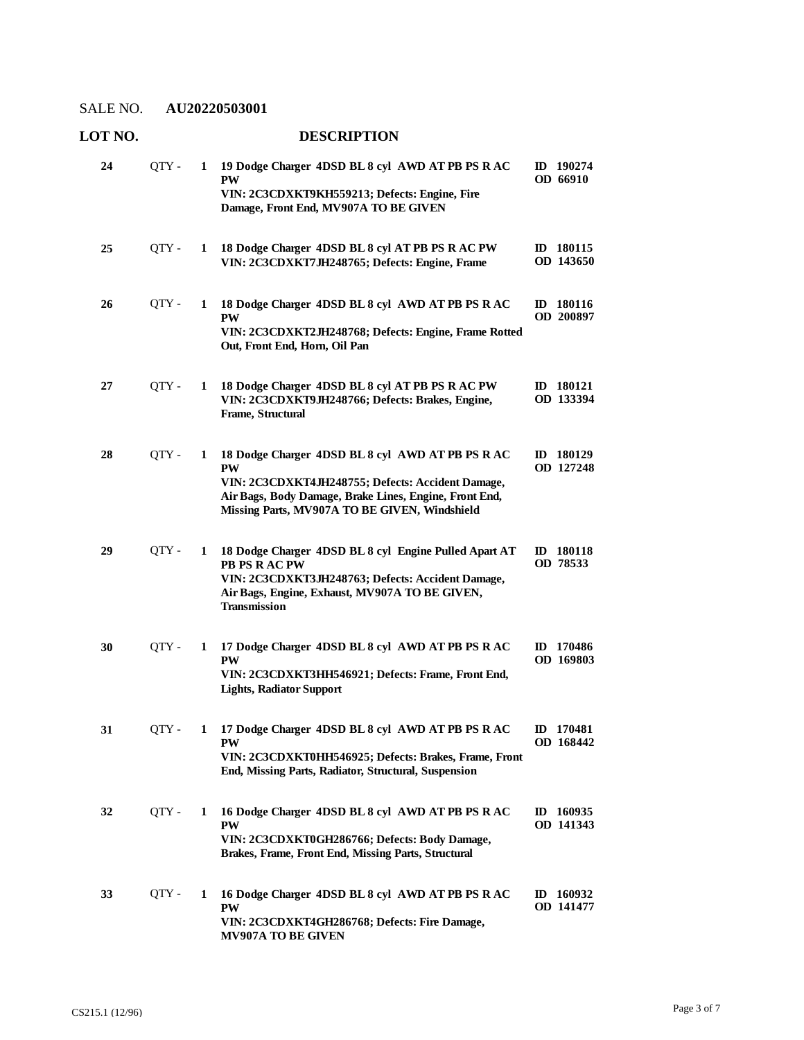SALE NO. **AU20220503001**

| LOT NO. | | | DESCRIPTION | |
|---|---|---|---|---|
| 24 | QTY - | 1 | **19 Dodge Charger 4DSD BL 8 cyl AWD AT PB PS R AC PW**<br>**VIN: 2C3CDXKT9KH559213; Defects: Engine, Fire Damage, Front End, MV907A TO BE GIVEN** | **ID 190274**<br>**OD 66910** |
| 25 | QTY - | 1 | **18 Dodge Charger 4DSD BL 8 cyl AT PB PS R AC PW**<br>**VIN: 2C3CDXKT7JH248765; Defects: Engine, Frame** | **ID 180115**<br>**OD 143650** |
| 26 | QTY - | 1 | **18 Dodge Charger 4DSD BL 8 cyl AWD AT PB PS R AC PW**<br>**VIN: 2C3CDXKT2JH248768; Defects: Engine, Frame Rotted Out, Front End, Horn, Oil Pan** | **ID 180116**<br>**OD 200897** |
| 27 | QTY - | 1 | **18 Dodge Charger 4DSD BL 8 cyl AT PB PS R AC PW**<br>**VIN: 2C3CDXKT9JH248766; Defects: Brakes, Engine, Frame, Structural** | **ID 180121**<br>**OD 133394** |
| 28 | QTY - | 1 | **18 Dodge Charger 4DSD BL 8 cyl AWD AT PB PS R AC PW**<br>**VIN: 2C3CDXKT4JH248755; Defects: Accident Damage, Air Bags, Body Damage, Brake Lines, Engine, Front End, Missing Parts, MV907A TO BE GIVEN, Windshield** | **ID 180129**<br>**OD 127248** |
| 29 | QTY - | 1 | **18 Dodge Charger 4DSD BL 8 cyl Engine Pulled Apart AT PB PS R AC PW**<br>**VIN: 2C3CDXKT3JH248763; Defects: Accident Damage, Air Bags, Engine, Exhaust, MV907A TO BE GIVEN, Transmission** | **ID 180118**<br>**OD 78533** |
| 30 | QTY - | 1 | **17 Dodge Charger 4DSD BL 8 cyl AWD AT PB PS R AC PW**<br>**VIN: 2C3CDXKT3HH546921; Defects: Frame, Front End, Lights, Radiator Support** | **ID 170486**<br>**OD 169803** |
| 31 | QTY - | 1 | **17 Dodge Charger 4DSD BL 8 cyl AWD AT PB PS R AC PW**<br>**VIN: 2C3CDXKT0HH546925; Defects: Brakes, Frame, Front End, Missing Parts, Radiator, Structural, Suspension** | **ID 170481**<br>**OD 168442** |
| 32 | QTY - | 1 | **16 Dodge Charger 4DSD BL 8 cyl AWD AT PB PS R AC PW**<br>**VIN: 2C3CDXKT0GH286766; Defects: Body Damage, Brakes, Frame, Front End, Missing Parts, Structural** | **ID 160935**<br>**OD 141343** |
| 33 | QTY - | 1 | **16 Dodge Charger 4DSD BL 8 cyl AWD AT PB PS R AC PW**<br>**VIN: 2C3CDXKT4GH286768; Defects: Fire Damage, MV907A TO BE GIVEN** | **ID 160932**<br>**OD 141477** |

CS215.1 (12/96)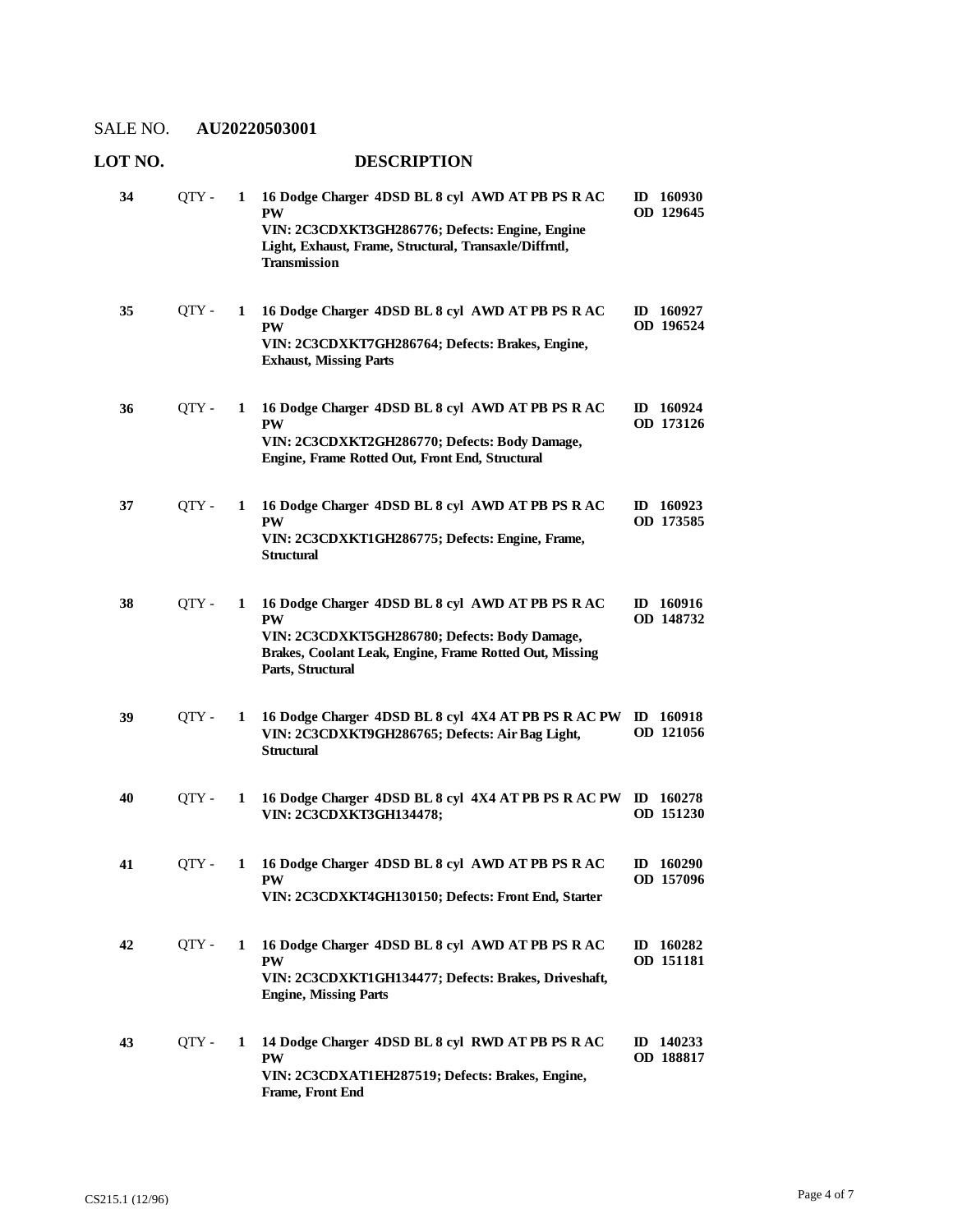SALE NO. **AU20220503001**

| LOT NO. | | | DESCRIPTION | |
|---|---|---|---|---|
| **34** | QTY - | **1** | **16 Dodge Charger 4DSD BL 8 cyl AWD AT PB PS R AC PW**<br>**VIN: 2C3CDXKT3GH286776; Defects: Engine, Engine Light, Exhaust, Frame, Structural, Transaxle/Diffrntl, Transmission** | **ID 160930**<br>**OD 129645** |
| **35** | QTY - | **1** | **16 Dodge Charger 4DSD BL 8 cyl AWD AT PB PS R AC PW**<br>**VIN: 2C3CDXKT7GH286764; Defects: Brakes, Engine, Exhaust, Missing Parts** | **ID 160927**<br>**OD 196524** |
| **36** | QTY - | **1** | **16 Dodge Charger 4DSD BL 8 cyl AWD AT PB PS R AC PW**<br>**VIN: 2C3CDXKT2GH286770; Defects: Body Damage, Engine, Frame Rotted Out, Front End, Structural** | **ID 160924**<br>**OD 173126** |
| **37** | QTY - | **1** | **16 Dodge Charger 4DSD BL 8 cyl AWD AT PB PS R AC PW**<br>**VIN: 2C3CDXKT1GH286775; Defects: Engine, Frame, Structural** | **ID 160923**<br>**OD 173585** |
| **38** | QTY - | **1** | **16 Dodge Charger 4DSD BL 8 cyl AWD AT PB PS R AC PW**<br>**VIN: 2C3CDXKT5GH286780; Defects: Body Damage, Brakes, Coolant Leak, Engine, Frame Rotted Out, Missing Parts, Structural** | **ID 160916**<br>**OD 148732** |
| **39** | QTY - | **1** | **16 Dodge Charger 4DSD BL 8 cyl 4X4 AT PB PS R AC PW**<br>**VIN: 2C3CDXKT9GH286765; Defects: Air Bag Light, Structural** | **ID 160918**<br>**OD 121056** |
| **40** | QTY - | **1** | **16 Dodge Charger 4DSD BL 8 cyl 4X4 AT PB PS R AC PW**<br>**VIN: 2C3CDXKT3GH134478;** | **ID 160278**<br>**OD 151230** |
| **41** | QTY - | **1** | **16 Dodge Charger 4DSD BL 8 cyl AWD AT PB PS R AC PW**<br>**VIN: 2C3CDXKT4GH130150; Defects: Front End, Starter** | **ID 160290**<br>**OD 157096** |
| **42** | QTY - | **1** | **16 Dodge Charger 4DSD BL 8 cyl AWD AT PB PS R AC PW**<br>**VIN: 2C3CDXKT1GH134477; Defects: Brakes, Driveshaft, Engine, Missing Parts** | **ID 160282**<br>**OD 151181** |
| **43** | QTY - | **1** | **14 Dodge Charger 4DSD BL 8 cyl RWD AT PB PS R AC PW**<br>**VIN: 2C3CDXAT1EH287519; Defects: Brakes, Engine, Frame, Front End** | **ID 140233**<br>**OD 188817** |

CS215.1 (12/96)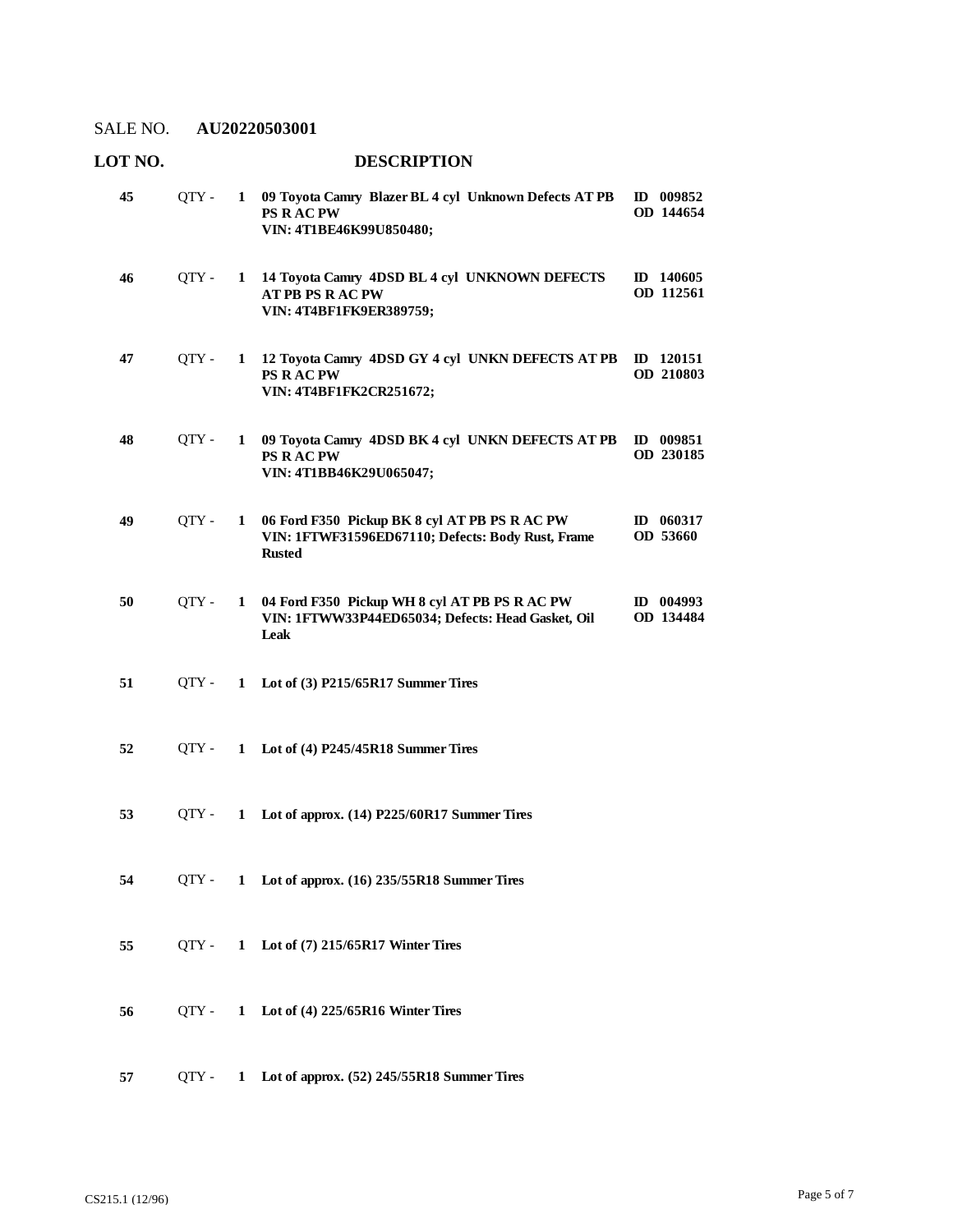SALE NO. **AU20220503001**

| LOT NO. | | | DESCRIPTION | |
|---|---|---|---|---|
| **45** | QTY - | **1** | **09 Toyota Camry Blazer BL 4 cyl Unknown Defects AT PB PS R AC PW VIN: 4T1BE46K99U850480;** | **ID 009852 OD 144654** |
| **46** | QTY - | **1** | **14 Toyota Camry 4DSD BL 4 cyl UNKNOWN DEFECTS AT PB PS R AC PW VIN: 4T4BF1FK9ER389759;** | **ID 140605 OD 112561** |
| **47** | QTY - | **1** | **12 Toyota Camry 4DSD GY 4 cyl UNKN DEFECTS AT PB PS R AC PW VIN: 4T4BF1FK2CR251672;** | **ID 120151 OD 210803** |
| **48** | QTY - | **1** | **09 Toyota Camry 4DSD BK 4 cyl UNKN DEFECTS AT PB PS R AC PW VIN: 4T1BB46K29U065047;** | **ID 009851 OD 230185** |
| **49** | QTY - | **1** | **06 Ford F350 Pickup BK 8 cyl AT PB PS R AC PW VIN: 1FTWF31596ED67110; Defects: Body Rust, Frame Rusted** | **ID 060317 OD 53660** |
| **50** | QTY - | **1** | **04 Ford F350 Pickup WH 8 cyl AT PB PS R AC PW VIN: 1FTWW33P44ED65034; Defects: Head Gasket, Oil Leak** | **ID 004993 OD 134484** |
| **51** | QTY - | **1** | **Lot of (3) P215/65R17 Summer Tires** | |
| **52** | QTY - | **1** | **Lot of (4) P245/45R18 Summer Tires** | |
| **53** | QTY - | **1** | **Lot of approx. (14) P225/60R17 Summer Tires** | |
| **54** | QTY - | **1** | **Lot of approx. (16) 235/55R18 Summer Tires** | |
| **55** | QTY - | **1** | **Lot of (7) 215/65R17 Winter Tires** | |
| **56** | QTY - | **1** | **Lot of (4) 225/65R16 Winter Tires** | |
| **57** | QTY - | **1** | **Lot of approx. (52) 245/55R18 Summer Tires** | |

CS215.1 (12/96)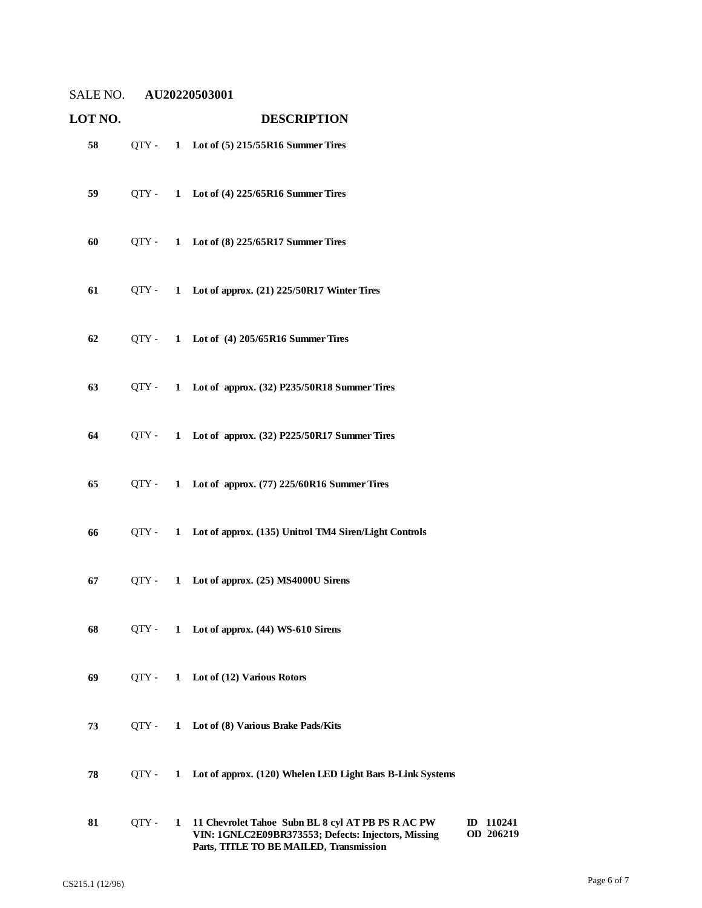SALE NO. **AU20220503001**

| LOT NO. | | DESCRIPTION | |
|---|---|---|---|
| **58** | QTY - **1** | **Lot of (5) 215/55R16 Summer Tires** | |
| **59** | QTY - **1** | **Lot of (4) 225/65R16 Summer Tires** | |
| **60** | QTY - **1** | **Lot of (8) 225/65R17 Summer Tires** | |
| **61** | QTY - **1** | **Lot of approx. (21) 225/50R17 Winter Tires** | |
| **62** | QTY - **1** | **Lot of (4) 205/65R16 Summer Tires** | |
| **63** | QTY - **1** | **Lot of approx. (32) P235/50R18 Summer Tires** | |
| **64** | QTY - **1** | **Lot of approx. (32) P225/50R17 Summer Tires** | |
| **65** | QTY - **1** | **Lot of approx. (77) 225/60R16 Summer Tires** | |
| **66** | QTY - **1** | **Lot of approx. (135) Unitrol TM4 Siren/Light Controls** | |
| **67** | QTY - **1** | **Lot of approx. (25) MS4000U Sirens** | |
| **68** | QTY - **1** | **Lot of approx. (44) WS-610 Sirens** | |
| **69** | QTY - **1** | **Lot of (12) Various Rotors** | |
| **73** | QTY - **1** | **Lot of (8) Various Brake Pads/Kits** | |
| **78** | QTY - **1** | **Lot of approx. (120) Whelen LED Light Bars B-Link Systems** | |
| **81** | QTY - **1** | **11 Chevrolet Tahoe Subn BL 8 cyl AT PB PS R AC PW VIN: 1GNLC2E09BR373553; Defects: Injectors, Missing Parts, TITLE TO BE MAILED, Transmission** | **ID 110241 OD 206219** |

CS215.1 (12/96)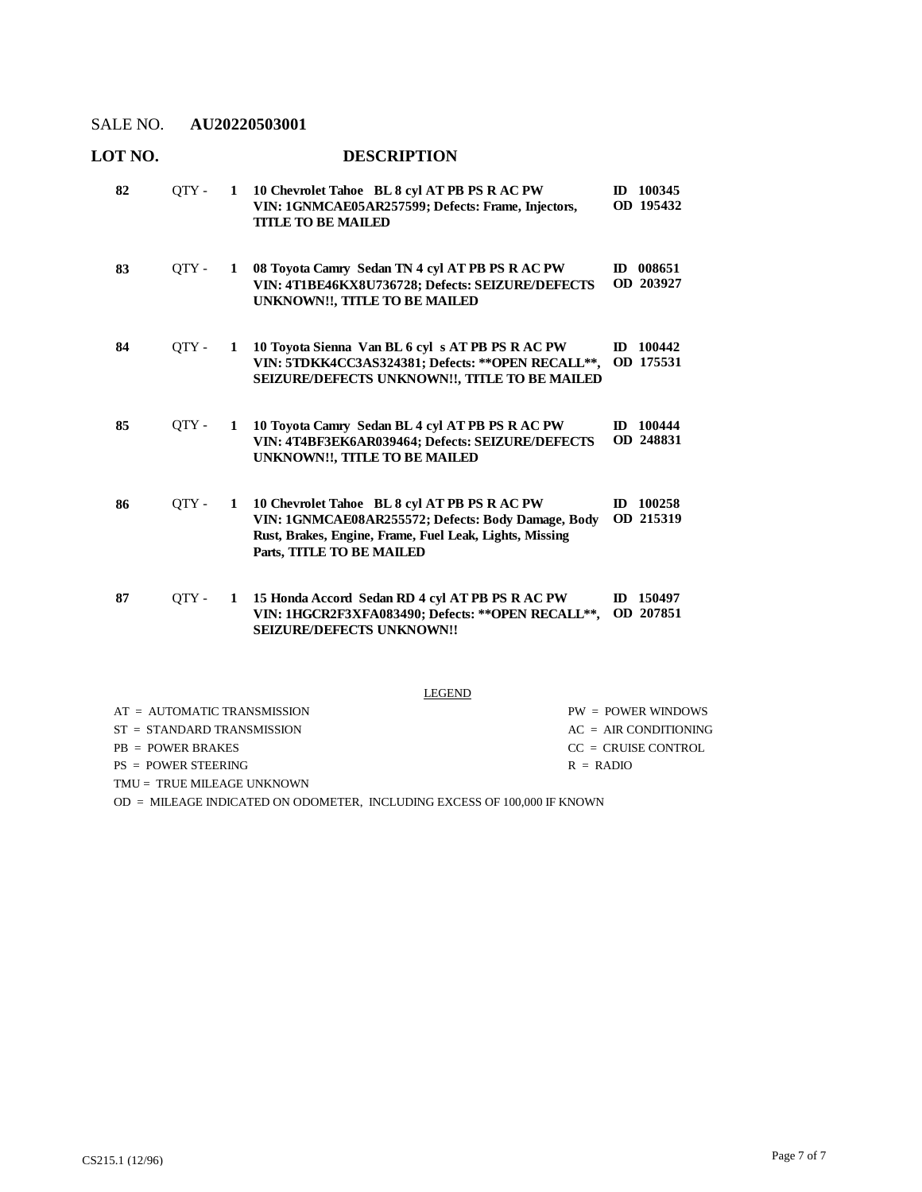SALE NO. **AU20220503001**

| LOT NO. | | DESCRIPTION | |
|---|---|---|---|
| **82** | QTY - **1** | **10 Chevrolet Tahoe BL 8 cyl AT PB PS R AC PW VIN: 1GNMCAE05AR257599; Defects: Frame, Injectors, TITLE TO BE MAILED** | **ID 100345 OD 195432** |
| **83** | QTY - **1** | **08 Toyota Camry Sedan TN 4 cyl AT PB PS R AC PW VIN: 4T1BE46KX8U736728; Defects: SEIZURE/DEFECTS UNKNOWN!!, TITLE TO BE MAILED** | **ID 008651 OD 203927** |
| **84** | QTY - **1** | **10 Toyota Sienna Van BL 6 cyl s AT PB PS R AC PW VIN: 5TDKK4CC3AS324381; Defects: **OPEN RECALL**, SEIZURE/DEFECTS UNKNOWN!!, TITLE TO BE MAILED** | **ID 100442 OD 175531** |
| **85** | QTY - **1** | **10 Toyota Camry Sedan BL 4 cyl AT PB PS R AC PW VIN: 4T4BF3EK6AR039464; Defects: SEIZURE/DEFECTS UNKNOWN!!, TITLE TO BE MAILED** | **ID 100444 OD 248831** |
| **86** | QTY - **1** | **10 Chevrolet Tahoe BL 8 cyl AT PB PS R AC PW VIN: 1GNMCAE08AR255572; Defects: Body Damage, Body Rust, Brakes, Engine, Frame, Fuel Leak, Lights, Missing Parts, TITLE TO BE MAILED** | **ID 100258 OD 215319** |
| **87** | QTY - **1** | **15 Honda Accord Sedan RD 4 cyl AT PB PS R AC PW VIN: 1HGCR2F3XFA083490; Defects: **OPEN RECALL**, SEIZURE/DEFECTS UNKNOWN!!** | **ID 150497 OD 207851** |

LEGEND

AT = AUTOMATIC TRANSMISSION
ST = STANDARD TRANSMISSION
PB = POWER BRAKES
PS = POWER STEERING
TMU = TRUE MILEAGE UNKNOWN
PW = POWER WINDOWS
AC = AIR CONDITIONING
CC = CRUISE CONTROL
R = RADIO
OD = MILEAGE INDICATED ON ODOMETER, INCLUDING EXCESS OF 100,000 IF KNOWN

CS215.1 (12/96)